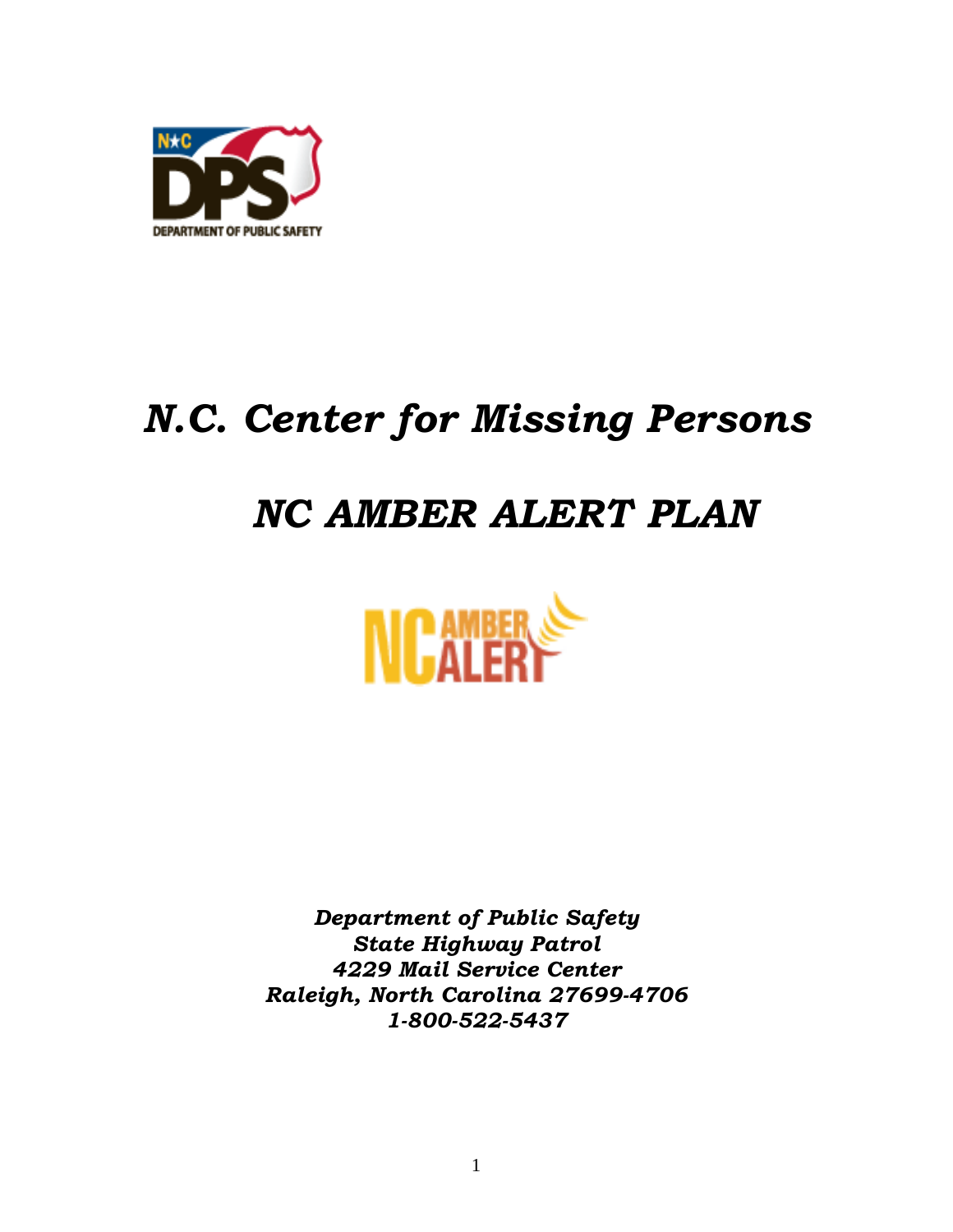# *N.C. Center for Missing Persons*

# *NC AMBER ALERT PLAN*

***Department of Public Safety***
***State Highway Patrol***
***4229 Mail Service Center***
***Raleigh, North Carolina 27699-4706***
***1-800-522-5437***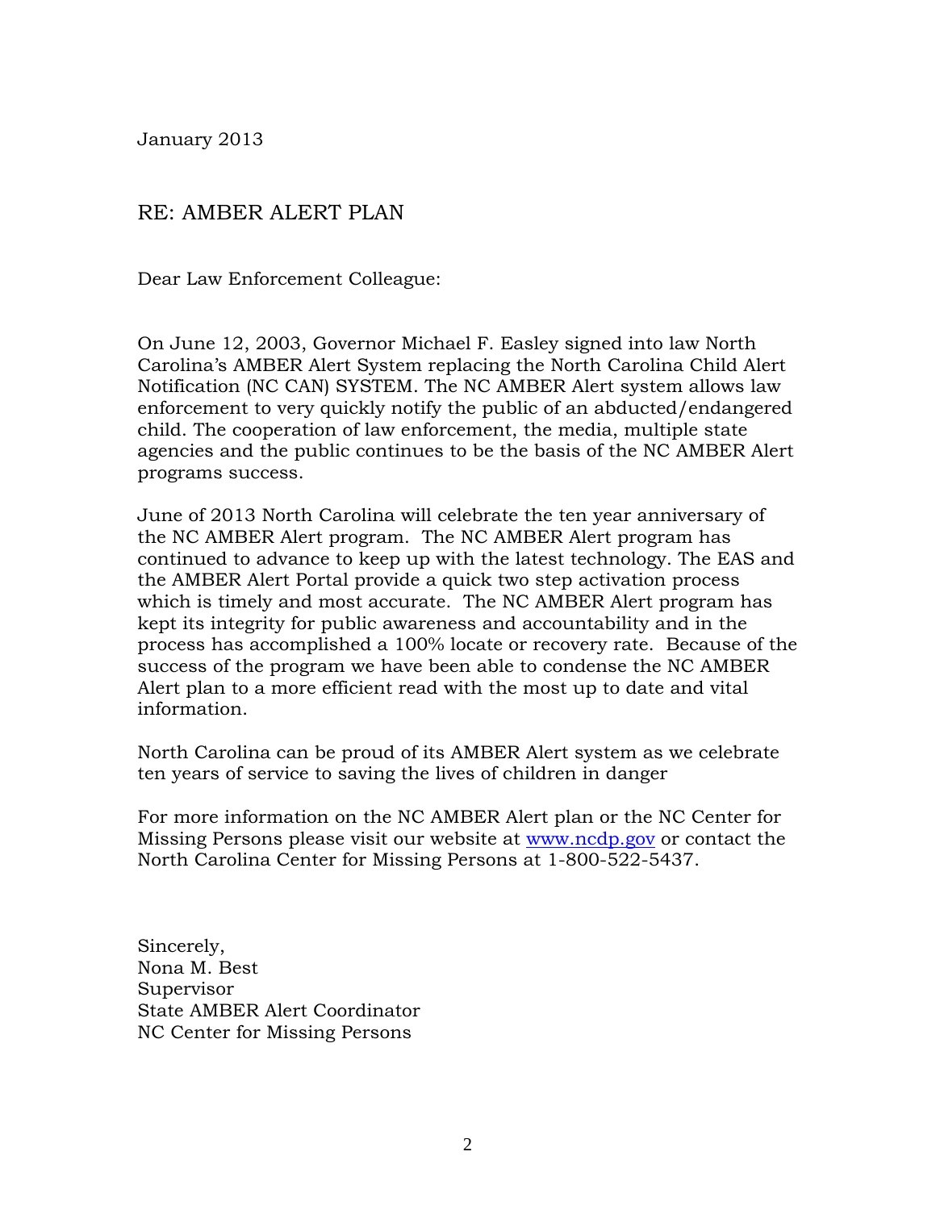January 2013

RE: AMBER ALERT PLAN

Dear Law Enforcement Colleague:

On June 12, 2003, Governor Michael F. Easley signed into law North Carolina's AMBER Alert System replacing the North Carolina Child Alert Notification (NC CAN) SYSTEM. The NC AMBER Alert system allows law enforcement to very quickly notify the public of an abducted/endangered child. The cooperation of law enforcement, the media, multiple state agencies and the public continues to be the basis of the NC AMBER Alert programs success.

June of 2013 North Carolina will celebrate the ten year anniversary of the NC AMBER Alert program. The NC AMBER Alert program has continued to advance to keep up with the latest technology. The EAS and the AMBER Alert Portal provide a quick two step activation process which is timely and most accurate. The NC AMBER Alert program has kept its integrity for public awareness and accountability and in the process has accomplished a 100% locate or recovery rate. Because of the success of the program we have been able to condense the NC AMBER Alert plan to a more efficient read with the most up to date and vital information.

North Carolina can be proud of its AMBER Alert system as we celebrate ten years of service to saving the lives of children in danger

For more information on the NC AMBER Alert plan or the NC Center for Missing Persons please visit our website at www.ncdp.gov or contact the North Carolina Center for Missing Persons at 1-800-522-5437.

Sincerely,
Nona M. Best
Supervisor
State AMBER Alert Coordinator
NC Center for Missing Persons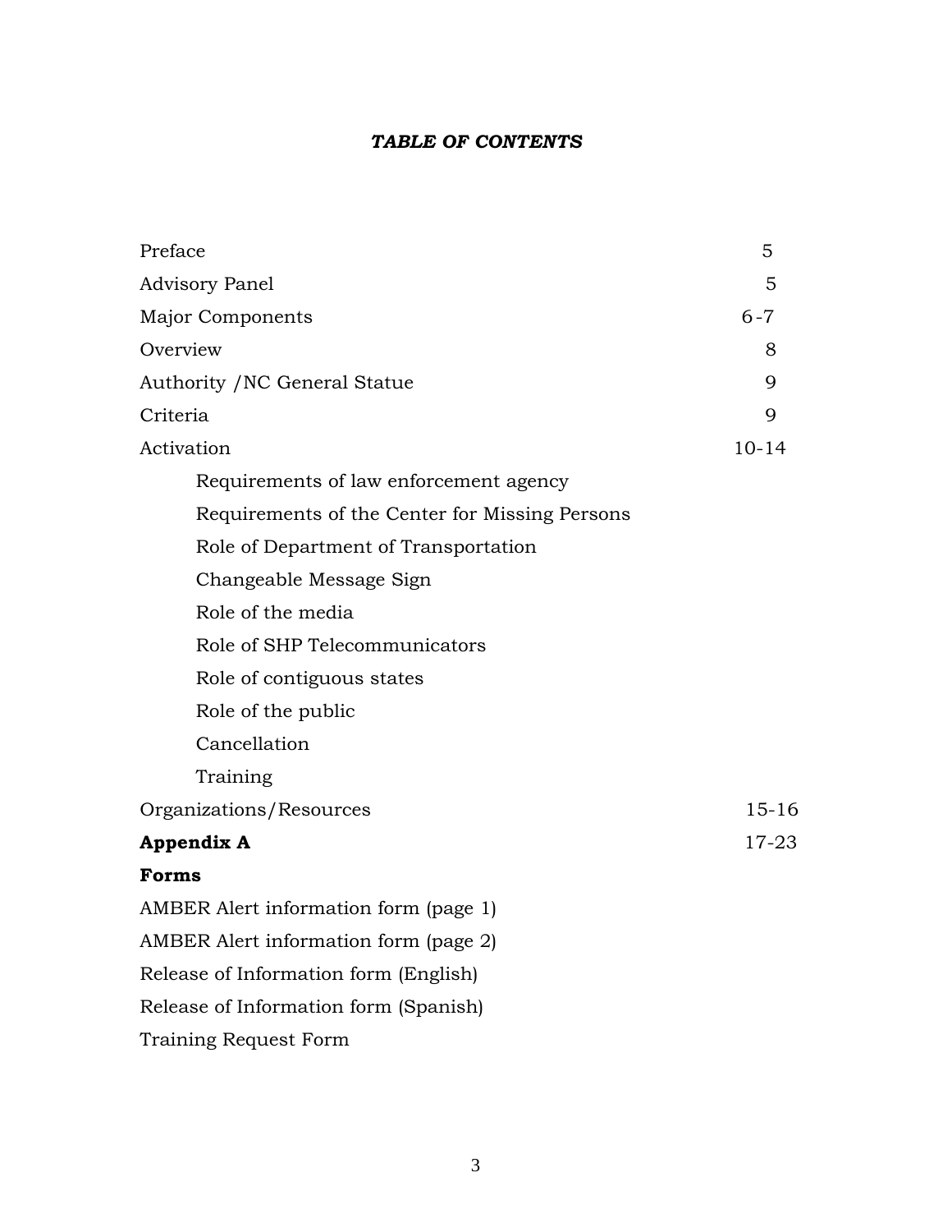# ***TABLE OF CONTENTS***

| | |
|---|---|
| Preface | 5 |
| Advisory Panel | 5 |
| Major Components | 6-7 |
| Overview | 8 |
| Authority /NC General Statue | 9 |
| Criteria | 9 |
| Activation | 10-14 |
| &nbsp;&nbsp;&nbsp;&nbsp;Requirements of law enforcement agency | |
| &nbsp;&nbsp;&nbsp;&nbsp;Requirements of the Center for Missing Persons | |
| &nbsp;&nbsp;&nbsp;&nbsp;Role of Department of Transportation | |
| &nbsp;&nbsp;&nbsp;&nbsp;Changeable Message Sign | |
| &nbsp;&nbsp;&nbsp;&nbsp;Role of the media | |
| &nbsp;&nbsp;&nbsp;&nbsp;Role of SHP Telecommunicators | |
| &nbsp;&nbsp;&nbsp;&nbsp;Role of contiguous states | |
| &nbsp;&nbsp;&nbsp;&nbsp;Role of the public | |
| &nbsp;&nbsp;&nbsp;&nbsp;Cancellation | |
| &nbsp;&nbsp;&nbsp;&nbsp;Training | |
| Organizations/Resources | 15-16 |
| **Appendix A** | 17-23 |
| **Forms** | |
| AMBER Alert information form (page 1) | |
| AMBER Alert information form (page 2) | |
| Release of Information form (English) | |
| Release of Information form (Spanish) | |
| Training Request Form | |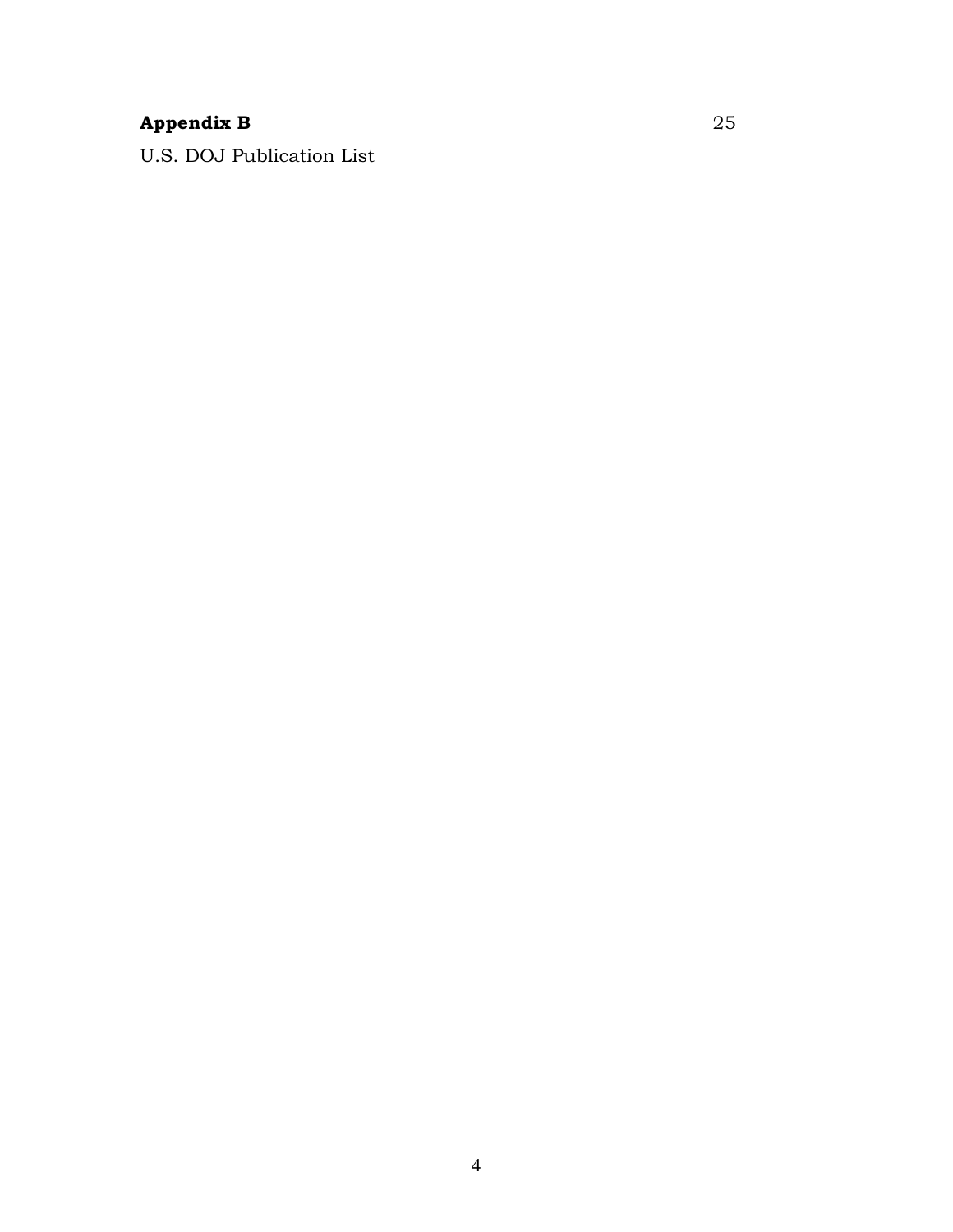**Appendix B** 25

U.S. DOJ Publication List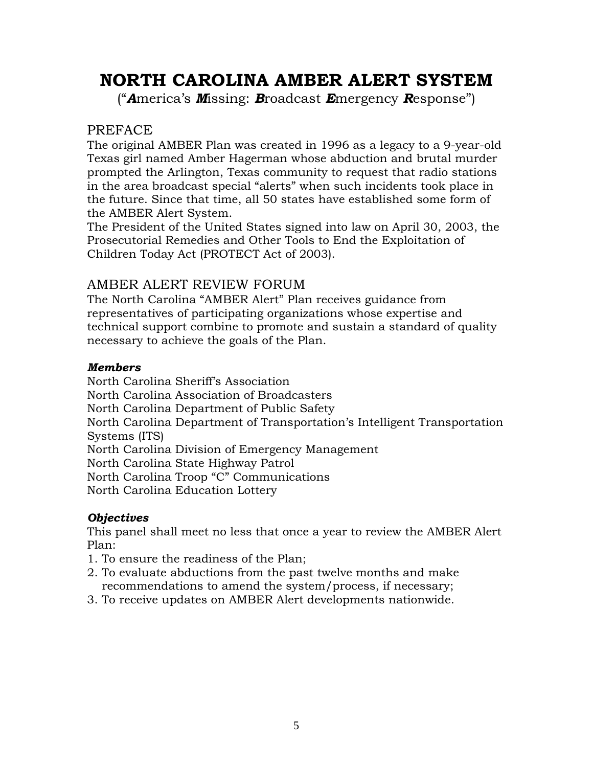# NORTH CAROLINA AMBER ALERT SYSTEM

("***A***merica's ***M***issing: ***B***roadcast ***E***mergency ***R***esponse")

## PREFACE

The original AMBER Plan was created in 1996 as a legacy to a 9-year-old Texas girl named Amber Hagerman whose abduction and brutal murder prompted the Arlington, Texas community to request that radio stations in the area broadcast special "alerts" when such incidents took place in the future. Since that time, all 50 states have established some form of the AMBER Alert System.

The President of the United States signed into law on April 30, 2003, the Prosecutorial Remedies and Other Tools to End the Exploitation of Children Today Act (PROTECT Act of 2003).

## AMBER ALERT REVIEW FORUM

The North Carolina "AMBER Alert" Plan receives guidance from representatives of participating organizations whose expertise and technical support combine to promote and sustain a standard of quality necessary to achieve the goals of the Plan.

### *Members*

North Carolina Sheriff's Association
North Carolina Association of Broadcasters
North Carolina Department of Public Safety
North Carolina Department of Transportation's Intelligent Transportation Systems (ITS)
North Carolina Division of Emergency Management
North Carolina State Highway Patrol
North Carolina Troop "C" Communications
North Carolina Education Lottery

### *Objectives*

This panel shall meet no less that once a year to review the AMBER Alert Plan:

1. To ensure the readiness of the Plan;
2. To evaluate abductions from the past twelve months and make recommendations to amend the system/process, if necessary;
3. To receive updates on AMBER Alert developments nationwide.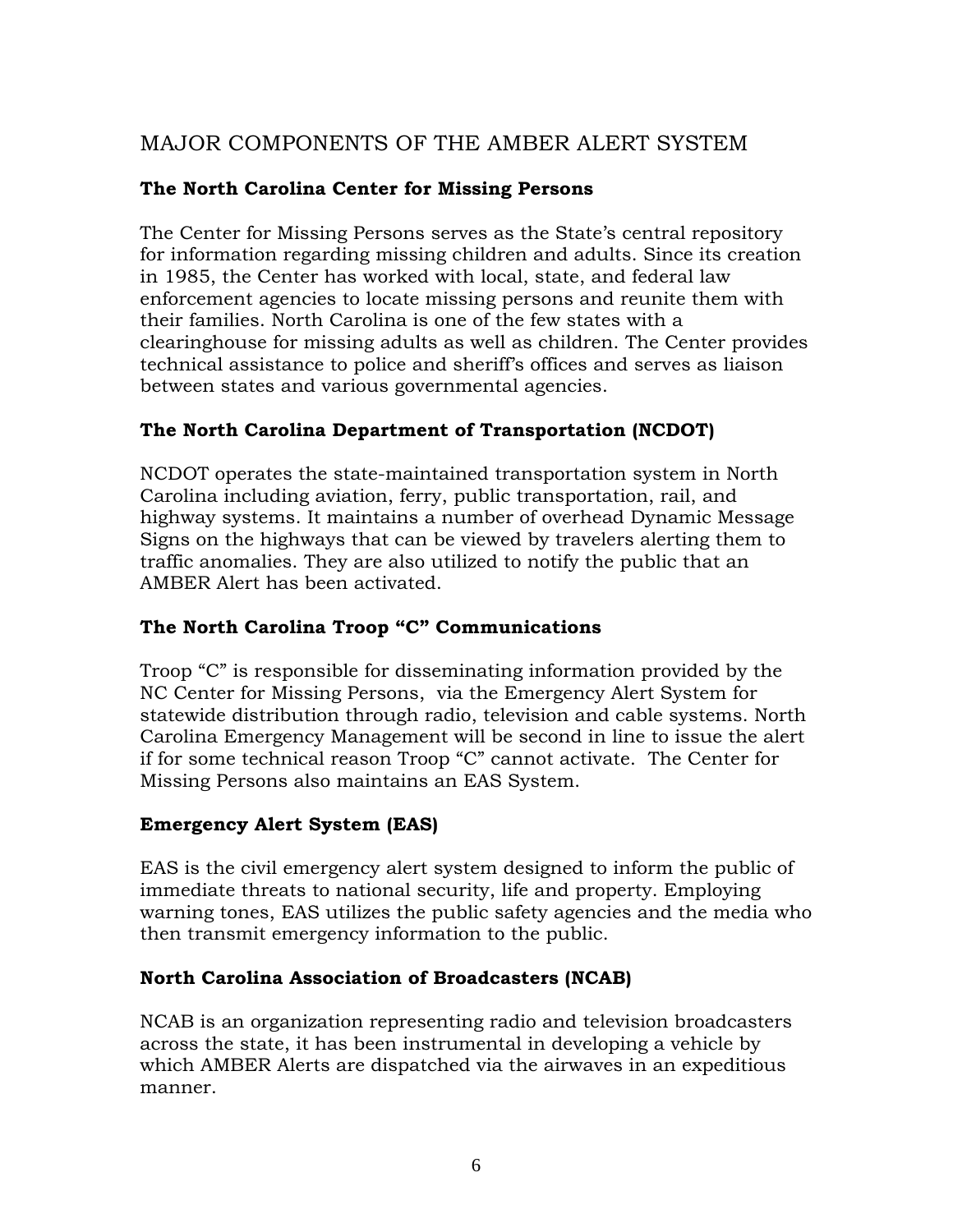# MAJOR COMPONENTS OF THE AMBER ALERT SYSTEM

### The North Carolina Center for Missing Persons

The Center for Missing Persons serves as the State's central repository for information regarding missing children and adults. Since its creation in 1985, the Center has worked with local, state, and federal law enforcement agencies to locate missing persons and reunite them with their families. North Carolina is one of the few states with a clearinghouse for missing adults as well as children. The Center provides technical assistance to police and sheriff's offices and serves as liaison between states and various governmental agencies.

### The North Carolina Department of Transportation (NCDOT)

NCDOT operates the state-maintained transportation system in North Carolina including aviation, ferry, public transportation, rail, and highway systems. It maintains a number of overhead Dynamic Message Signs on the highways that can be viewed by travelers alerting them to traffic anomalies. They are also utilized to notify the public that an AMBER Alert has been activated.

### The North Carolina Troop "C" Communications

Troop "C" is responsible for disseminating information provided by the NC Center for Missing Persons, via the Emergency Alert System for statewide distribution through radio, television and cable systems. North Carolina Emergency Management will be second in line to issue the alert if for some technical reason Troop "C" cannot activate. The Center for Missing Persons also maintains an EAS System.

### Emergency Alert System (EAS)

EAS is the civil emergency alert system designed to inform the public of immediate threats to national security, life and property. Employing warning tones, EAS utilizes the public safety agencies and the media who then transmit emergency information to the public.

### North Carolina Association of Broadcasters (NCAB)

NCAB is an organization representing radio and television broadcasters across the state, it has been instrumental in developing a vehicle by which AMBER Alerts are dispatched via the airwaves in an expeditious manner.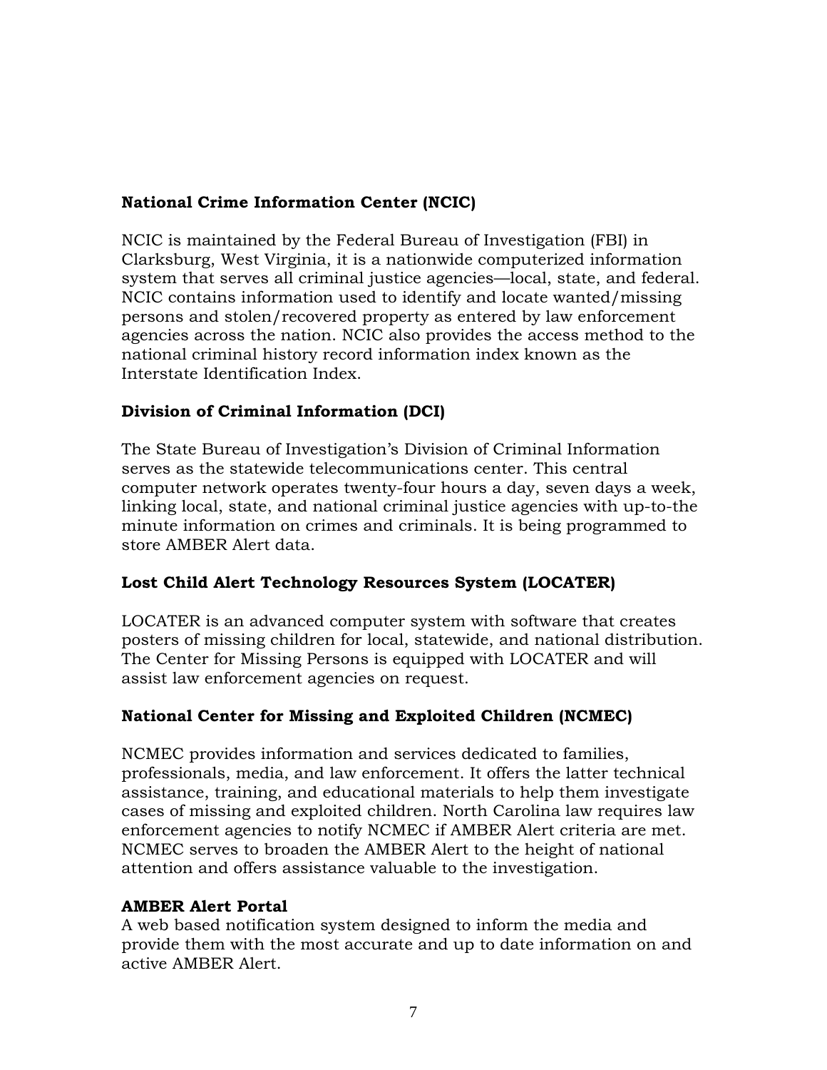**National Crime Information Center (NCIC)**

NCIC is maintained by the Federal Bureau of Investigation (FBI) in Clarksburg, West Virginia, it is a nationwide computerized information system that serves all criminal justice agencies—local, state, and federal. NCIC contains information used to identify and locate wanted/missing persons and stolen/recovered property as entered by law enforcement agencies across the nation. NCIC also provides the access method to the national criminal history record information index known as the Interstate Identification Index.

**Division of Criminal Information (DCI)**

The State Bureau of Investigation's Division of Criminal Information serves as the statewide telecommunications center. This central computer network operates twenty-four hours a day, seven days a week, linking local, state, and national criminal justice agencies with up-to-the minute information on crimes and criminals. It is being programmed to store AMBER Alert data.

**Lost Child Alert Technology Resources System (LOCATER)**

LOCATER is an advanced computer system with software that creates posters of missing children for local, statewide, and national distribution. The Center for Missing Persons is equipped with LOCATER and will assist law enforcement agencies on request.

**National Center for Missing and Exploited Children (NCMEC)**

NCMEC provides information and services dedicated to families, professionals, media, and law enforcement. It offers the latter technical assistance, training, and educational materials to help them investigate cases of missing and exploited children. North Carolina law requires law enforcement agencies to notify NCMEC if AMBER Alert criteria are met. NCMEC serves to broaden the AMBER Alert to the height of national attention and offers assistance valuable to the investigation.

**AMBER Alert Portal**

A web based notification system designed to inform the media and provide them with the most accurate and up to date information on and active AMBER Alert.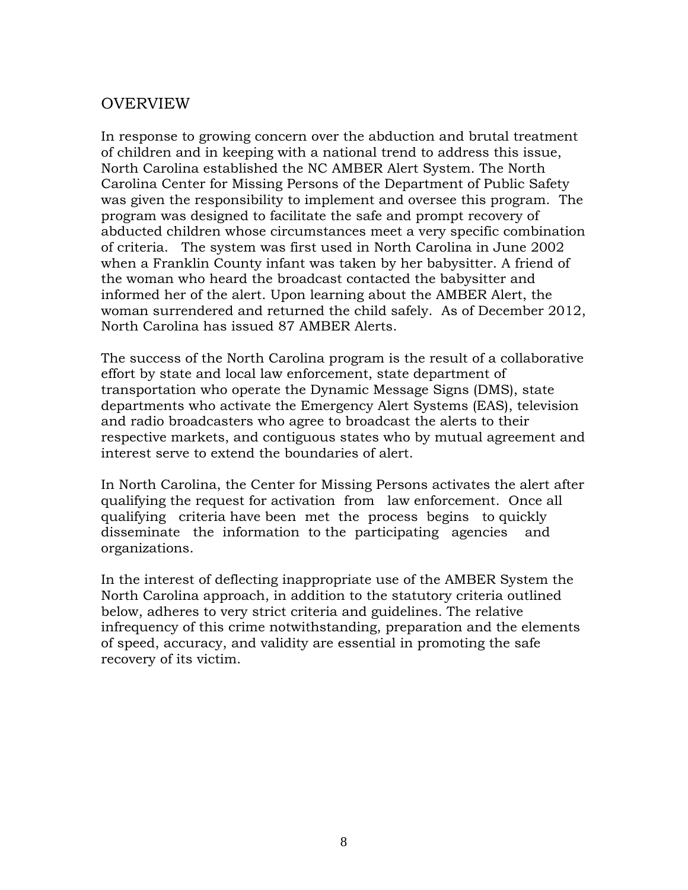## OVERVIEW

In response to growing concern over the abduction and brutal treatment of children and in keeping with a national trend to address this issue, North Carolina established the NC AMBER Alert System. The North Carolina Center for Missing Persons of the Department of Public Safety was given the responsibility to implement and oversee this program. The program was designed to facilitate the safe and prompt recovery of abducted children whose circumstances meet a very specific combination of criteria. The system was first used in North Carolina in June 2002 when a Franklin County infant was taken by her babysitter. A friend of the woman who heard the broadcast contacted the babysitter and informed her of the alert. Upon learning about the AMBER Alert, the woman surrendered and returned the child safely. As of December 2012, North Carolina has issued 87 AMBER Alerts.

The success of the North Carolina program is the result of a collaborative effort by state and local law enforcement, state department of transportation who operate the Dynamic Message Signs (DMS), state departments who activate the Emergency Alert Systems (EAS), television and radio broadcasters who agree to broadcast the alerts to their respective markets, and contiguous states who by mutual agreement and interest serve to extend the boundaries of alert.

In North Carolina, the Center for Missing Persons activates the alert after qualifying the request for activation from law enforcement. Once all qualifying criteria have been met the process begins to quickly disseminate the information to the participating agencies and organizations.

In the interest of deflecting inappropriate use of the AMBER System the North Carolina approach, in addition to the statutory criteria outlined below, adheres to very strict criteria and guidelines. The relative infrequency of this crime notwithstanding, preparation and the elements of speed, accuracy, and validity are essential in promoting the safe recovery of its victim.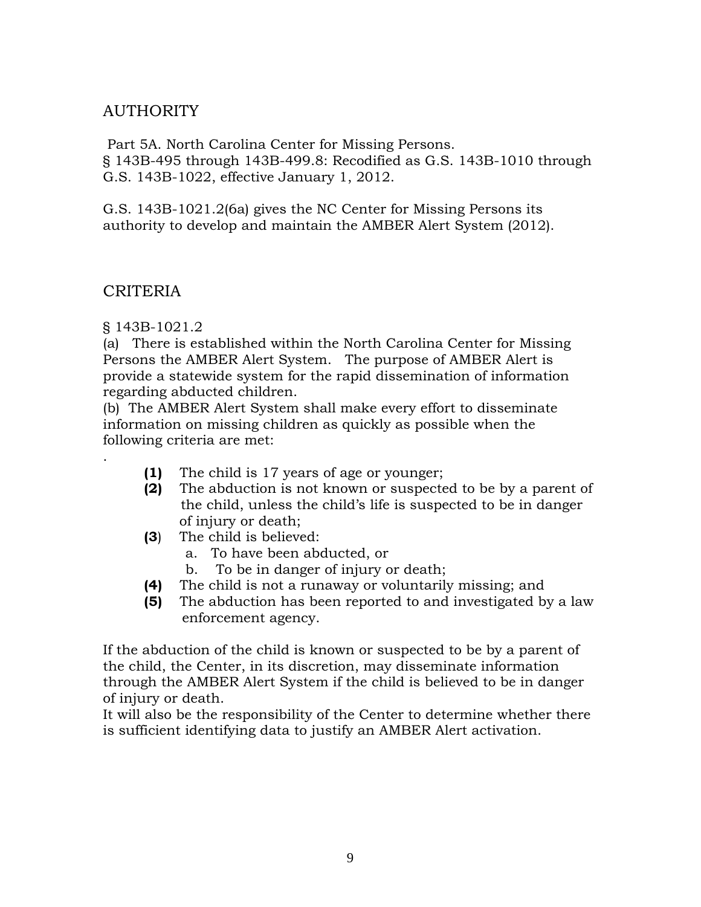## AUTHORITY

Part 5A. North Carolina Center for Missing Persons.
§ 143B-495 through 143B-499.8: Recodified as G.S. 143B-1010 through G.S. 143B-1022, effective January 1, 2012.

G.S. 143B-1021.2(6a) gives the NC Center for Missing Persons its authority to develop and maintain the AMBER Alert System (2012).

## CRITERIA

§ 143B-1021.2

(a) There is established within the North Carolina Center for Missing Persons the AMBER Alert System. The purpose of AMBER Alert is provide a statewide system for the rapid dissemination of information regarding abducted children.

(b) The AMBER Alert System shall make every effort to disseminate information on missing children as quickly as possible when the following criteria are met:

.

- **(1)** The child is 17 years of age or younger;
- **(2)** The abduction is not known or suspected to be by a parent of the child, unless the child's life is suspected to be in danger of injury or death;
- **(3)** The child is believed:
  - a. To have been abducted, or
  - b. To be in danger of injury or death;
- **(4)** The child is not a runaway or voluntarily missing; and
- **(5)** The abduction has been reported to and investigated by a law enforcement agency.

If the abduction of the child is known or suspected to be by a parent of the child, the Center, in its discretion, may disseminate information through the AMBER Alert System if the child is believed to be in danger of injury or death.

It will also be the responsibility of the Center to determine whether there is sufficient identifying data to justify an AMBER Alert activation.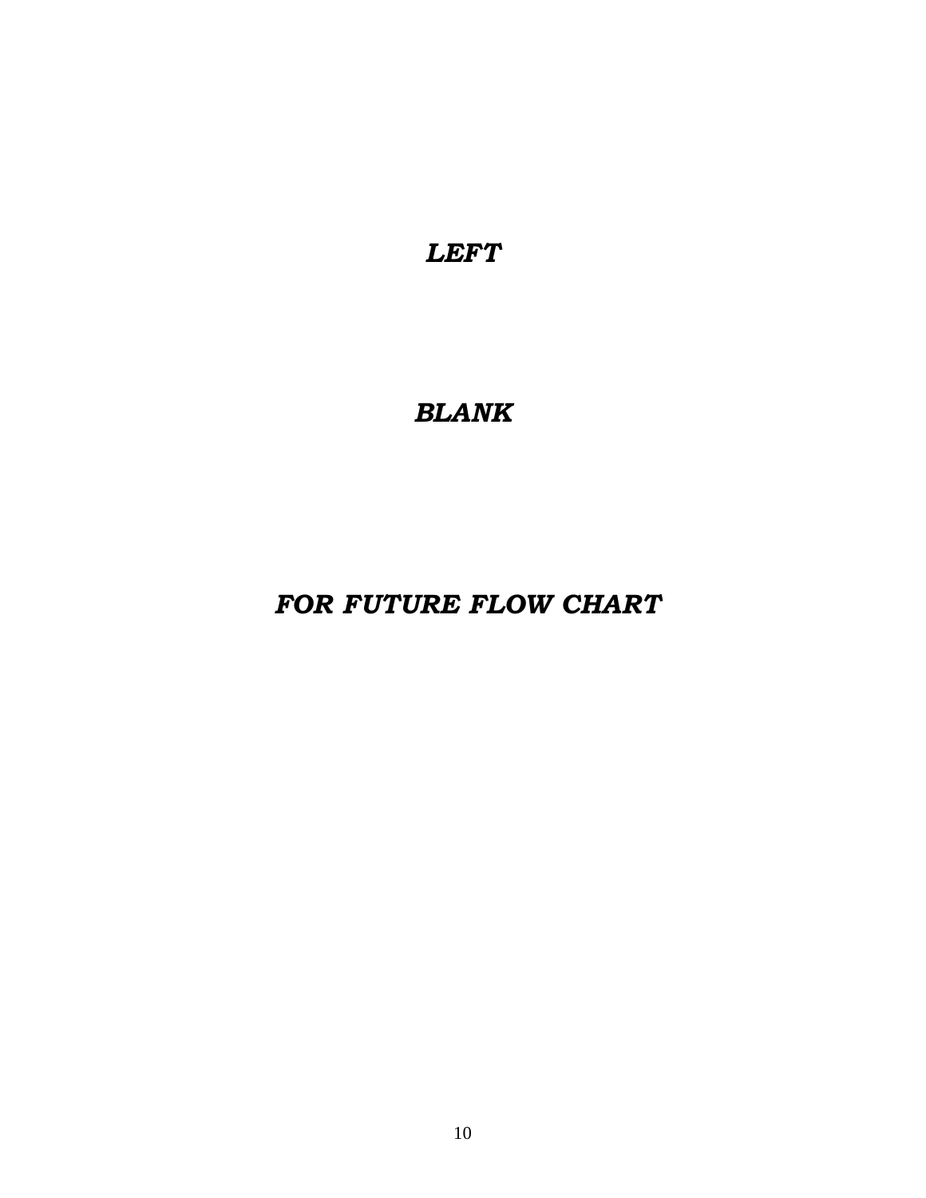***LEFT***

***BLANK***

***FOR FUTURE FLOW CHART***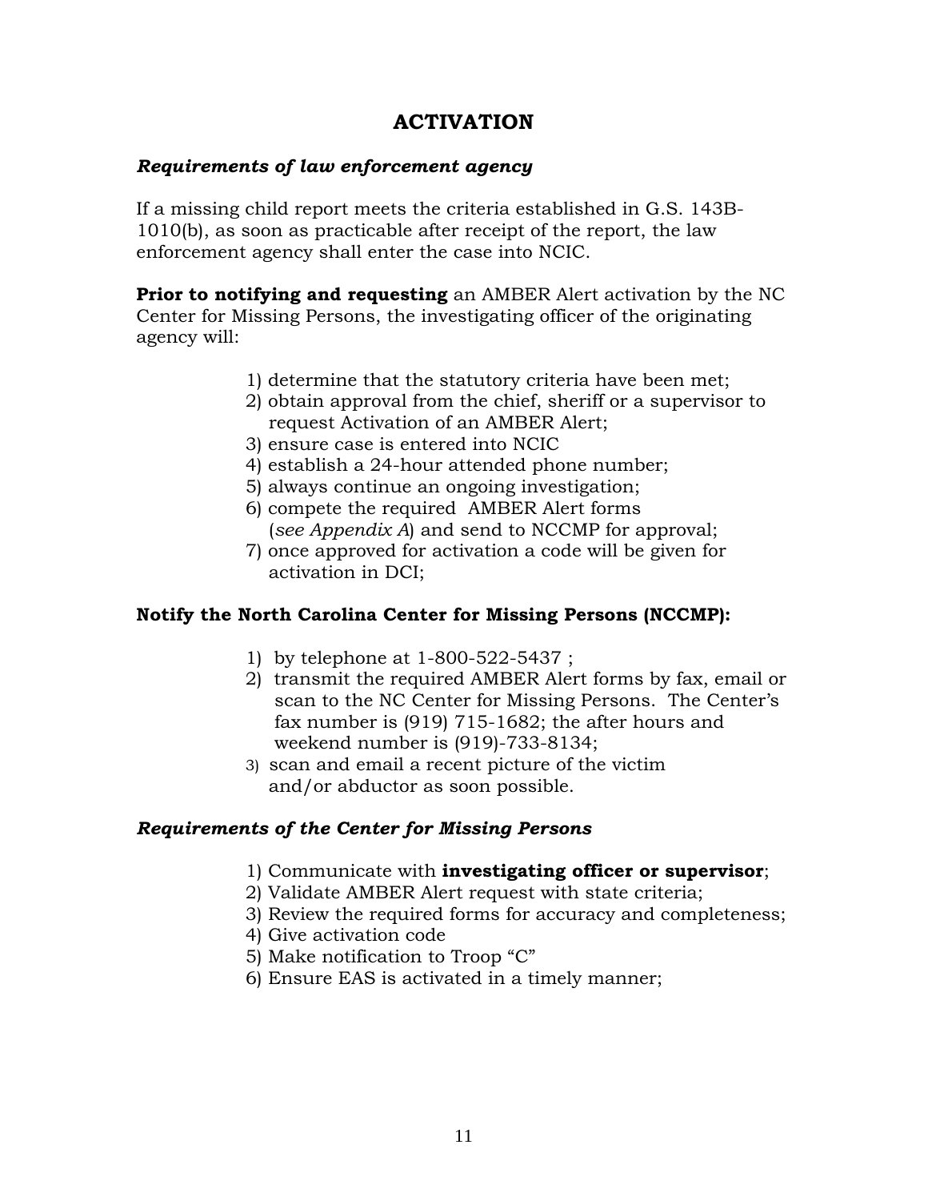# ACTIVATION

***Requirements of law enforcement agency***

If a missing child report meets the criteria established in G.S. 143B-1010(b), as soon as practicable after receipt of the report, the law enforcement agency shall enter the case into NCIC.

**Prior to notifying and requesting** an AMBER Alert activation by the NC Center for Missing Persons, the investigating officer of the originating agency will:

1) determine that the statutory criteria have been met;
2) obtain approval from the chief, sheriff or a supervisor to request Activation of an AMBER Alert;
3) ensure case is entered into NCIC
4) establish a 24-hour attended phone number;
5) always continue an ongoing investigation;
6) compete the required AMBER Alert forms (*see Appendix A*) and send to NCCMP for approval;
7) once approved for activation a code will be given for activation in DCI;

**Notify the North Carolina Center for Missing Persons (NCCMP):**

1) by telephone at 1-800-522-5437 ;
2) transmit the required AMBER Alert forms by fax, email or scan to the NC Center for Missing Persons. The Center's fax number is (919) 715-1682; the after hours and weekend number is (919)-733-8134;
3) scan and email a recent picture of the victim and/or abductor as soon possible.

***Requirements of the Center for Missing Persons***

1) Communicate with **investigating officer or supervisor**;
2) Validate AMBER Alert request with state criteria;
3) Review the required forms for accuracy and completeness;
4) Give activation code
5) Make notification to Troop "C"
6) Ensure EAS is activated in a timely manner;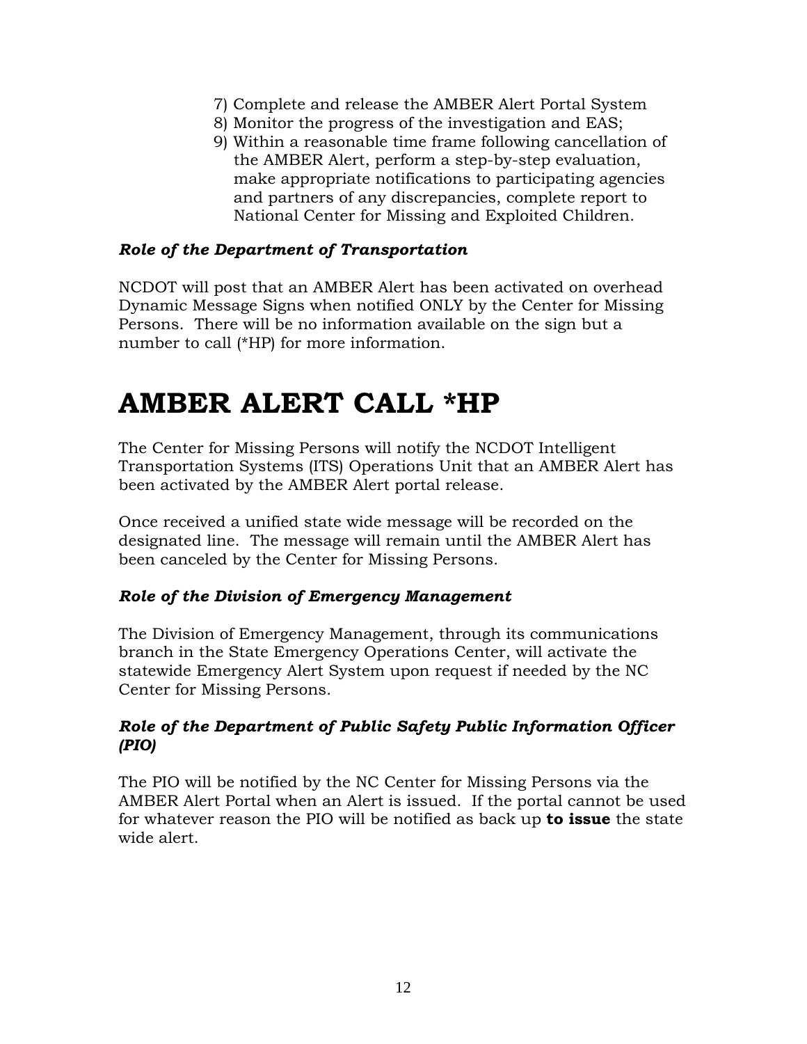7) Complete and release the AMBER Alert Portal System
8) Monitor the progress of the investigation and EAS;
9) Within a reasonable time frame following cancellation of the AMBER Alert, perform a step-by-step evaluation, make appropriate notifications to participating agencies and partners of any discrepancies, complete report to National Center for Missing and Exploited Children.

***Role of the Department of Transportation***

NCDOT will post that an AMBER Alert has been activated on overhead Dynamic Message Signs when notified ONLY by the Center for Missing Persons. There will be no information available on the sign but a number to call (*HP) for more information.

# AMBER ALERT CALL *HP

The Center for Missing Persons will notify the NCDOT Intelligent Transportation Systems (ITS) Operations Unit that an AMBER Alert has been activated by the AMBER Alert portal release.

Once received a unified state wide message will be recorded on the designated line. The message will remain until the AMBER Alert has been canceled by the Center for Missing Persons.

***Role of the Division of Emergency Management***

The Division of Emergency Management, through its communications branch in the State Emergency Operations Center, will activate the statewide Emergency Alert System upon request if needed by the NC Center for Missing Persons.

***Role of the Department of Public Safety Public Information Officer (PIO)***

The PIO will be notified by the NC Center for Missing Persons via the AMBER Alert Portal when an Alert is issued. If the portal cannot be used for whatever reason the PIO will be notified as back up **to issue** the state wide alert.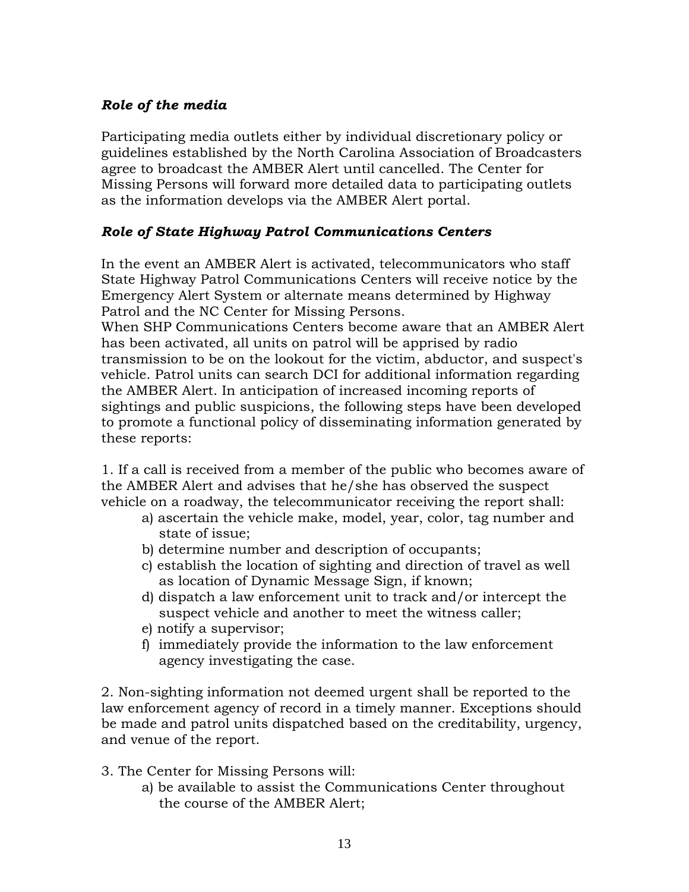***Role of the media***

Participating media outlets either by individual discretionary policy or guidelines established by the North Carolina Association of Broadcasters agree to broadcast the AMBER Alert until cancelled. The Center for Missing Persons will forward more detailed data to participating outlets as the information develops via the AMBER Alert portal.

***Role of State Highway Patrol Communications Centers***

In the event an AMBER Alert is activated, telecommunicators who staff State Highway Patrol Communications Centers will receive notice by the Emergency Alert System or alternate means determined by Highway Patrol and the NC Center for Missing Persons.

When SHP Communications Centers become aware that an AMBER Alert has been activated, all units on patrol will be apprised by radio transmission to be on the lookout for the victim, abductor, and suspect's vehicle. Patrol units can search DCI for additional information regarding the AMBER Alert. In anticipation of increased incoming reports of sightings and public suspicions, the following steps have been developed to promote a functional policy of disseminating information generated by these reports:

1. If a call is received from a member of the public who becomes aware of the AMBER Alert and advises that he/she has observed the suspect vehicle on a roadway, the telecommunicator receiving the report shall:
    a) ascertain the vehicle make, model, year, color, tag number and state of issue;
    b) determine number and description of occupants;
    c) establish the location of sighting and direction of travel as well as location of Dynamic Message Sign, if known;
    d) dispatch a law enforcement unit to track and/or intercept the suspect vehicle and another to meet the witness caller;
    e) notify a supervisor;
    f) immediately provide the information to the law enforcement agency investigating the case.

2. Non-sighting information not deemed urgent shall be reported to the law enforcement agency of record in a timely manner. Exceptions should be made and patrol units dispatched based on the creditability, urgency, and venue of the report.

3. The Center for Missing Persons will:
    a) be available to assist the Communications Center throughout the course of the AMBER Alert;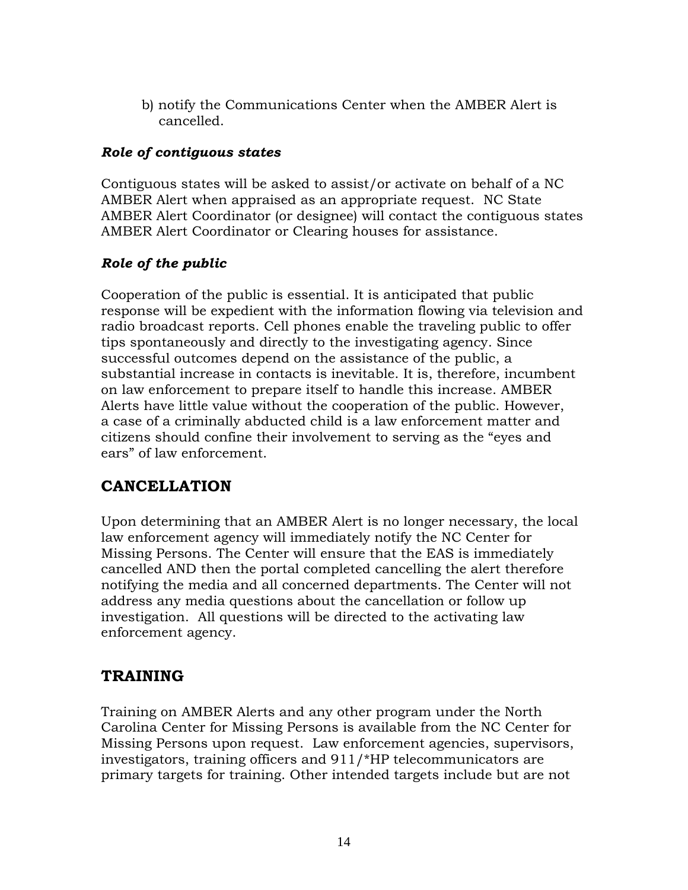b) notify the Communications Center when the AMBER Alert is cancelled.

***Role of contiguous states***

Contiguous states will be asked to assist/or activate on behalf of a NC AMBER Alert when appraised as an appropriate request. NC State AMBER Alert Coordinator (or designee) will contact the contiguous states AMBER Alert Coordinator or Clearing houses for assistance.

***Role of the public***

Cooperation of the public is essential. It is anticipated that public response will be expedient with the information flowing via television and radio broadcast reports. Cell phones enable the traveling public to offer tips spontaneously and directly to the investigating agency. Since successful outcomes depend on the assistance of the public, a substantial increase in contacts is inevitable. It is, therefore, incumbent on law enforcement to prepare itself to handle this increase. AMBER Alerts have little value without the cooperation of the public. However, a case of a criminally abducted child is a law enforcement matter and citizens should confine their involvement to serving as the "eyes and ears" of law enforcement.

## CANCELLATION

Upon determining that an AMBER Alert is no longer necessary, the local law enforcement agency will immediately notify the NC Center for Missing Persons. The Center will ensure that the EAS is immediately cancelled AND then the portal completed cancelling the alert therefore notifying the media and all concerned departments. The Center will not address any media questions about the cancellation or follow up investigation. All questions will be directed to the activating law enforcement agency.

## TRAINING

Training on AMBER Alerts and any other program under the North Carolina Center for Missing Persons is available from the NC Center for Missing Persons upon request. Law enforcement agencies, supervisors, investigators, training officers and 911/*HP telecommunicators are primary targets for training. Other intended targets include but are not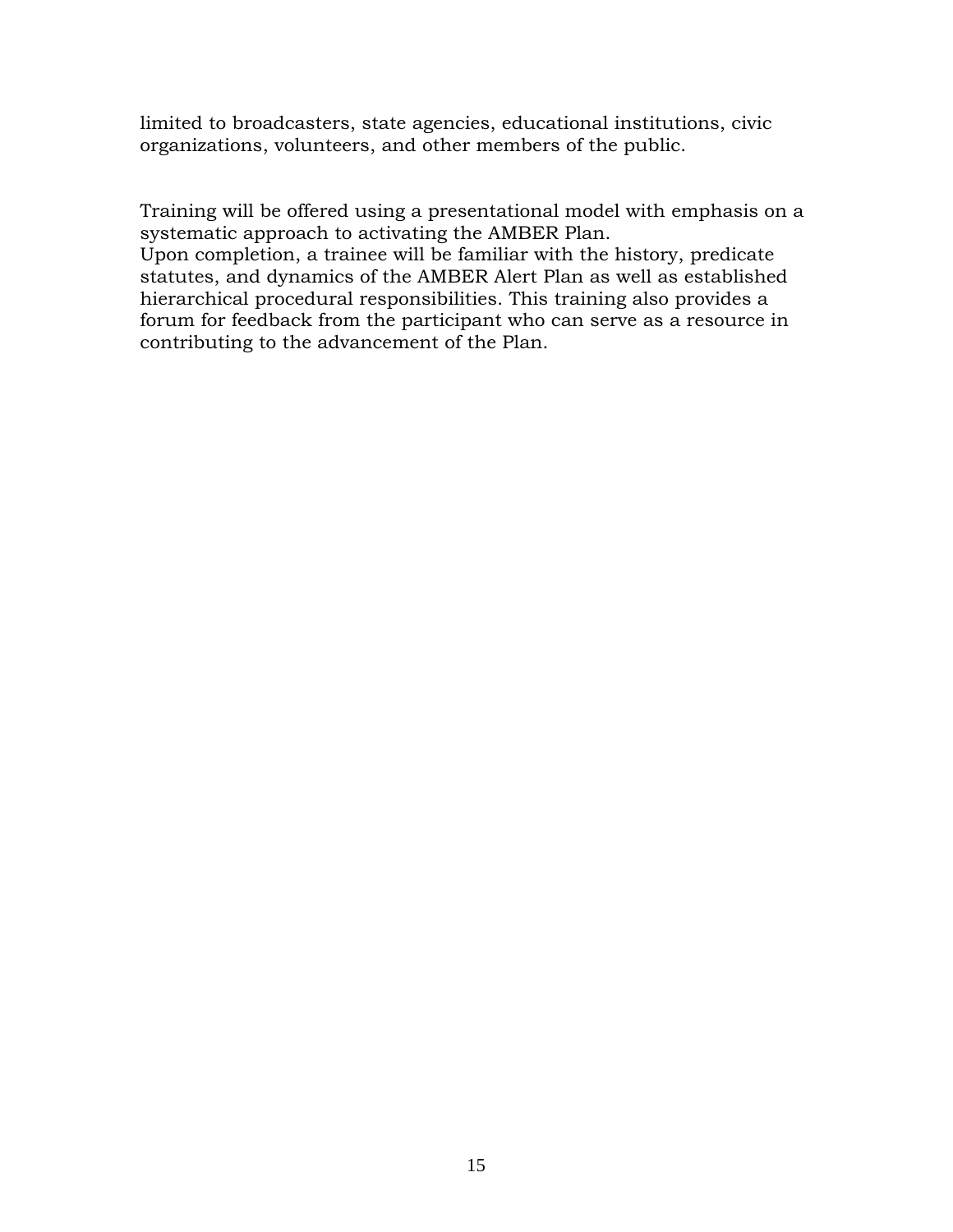limited to broadcasters, state agencies, educational institutions, civic organizations, volunteers, and other members of the public.

Training will be offered using a presentational model with emphasis on a systematic approach to activating the AMBER Plan.
Upon completion, a trainee will be familiar with the history, predicate statutes, and dynamics of the AMBER Alert Plan as well as established hierarchical procedural responsibilities. This training also provides a forum for feedback from the participant who can serve as a resource in contributing to the advancement of the Plan.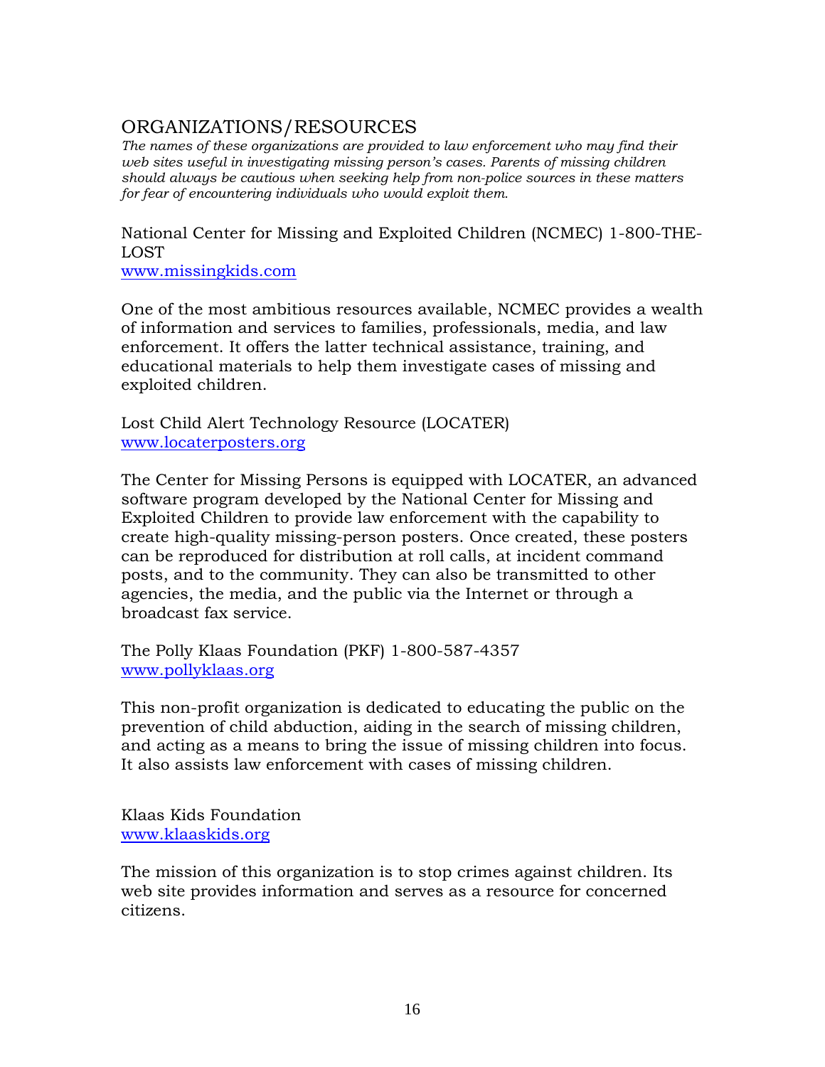## ORGANIZATIONS/RESOURCES

*The names of these organizations are provided to law enforcement who may find their web sites useful in investigating missing person's cases. Parents of missing children should always be cautious when seeking help from non-police sources in these matters for fear of encountering individuals who would exploit them.*

National Center for Missing and Exploited Children (NCMEC) 1-800-THE-LOST
www.missingkids.com

One of the most ambitious resources available, NCMEC provides a wealth of information and services to families, professionals, media, and law enforcement. It offers the latter technical assistance, training, and educational materials to help them investigate cases of missing and exploited children.

Lost Child Alert Technology Resource (LOCATER)
www.locaterposters.org

The Center for Missing Persons is equipped with LOCATER, an advanced software program developed by the National Center for Missing and Exploited Children to provide law enforcement with the capability to create high-quality missing-person posters. Once created, these posters can be reproduced for distribution at roll calls, at incident command posts, and to the community. They can also be transmitted to other agencies, the media, and the public via the Internet or through a broadcast fax service.

The Polly Klaas Foundation (PKF) 1-800-587-4357
www.pollyklaas.org

This non-profit organization is dedicated to educating the public on the prevention of child abduction, aiding in the search of missing children, and acting as a means to bring the issue of missing children into focus. It also assists law enforcement with cases of missing children.

Klaas Kids Foundation
www.klaaskids.org

The mission of this organization is to stop crimes against children. Its web site provides information and serves as a resource for concerned citizens.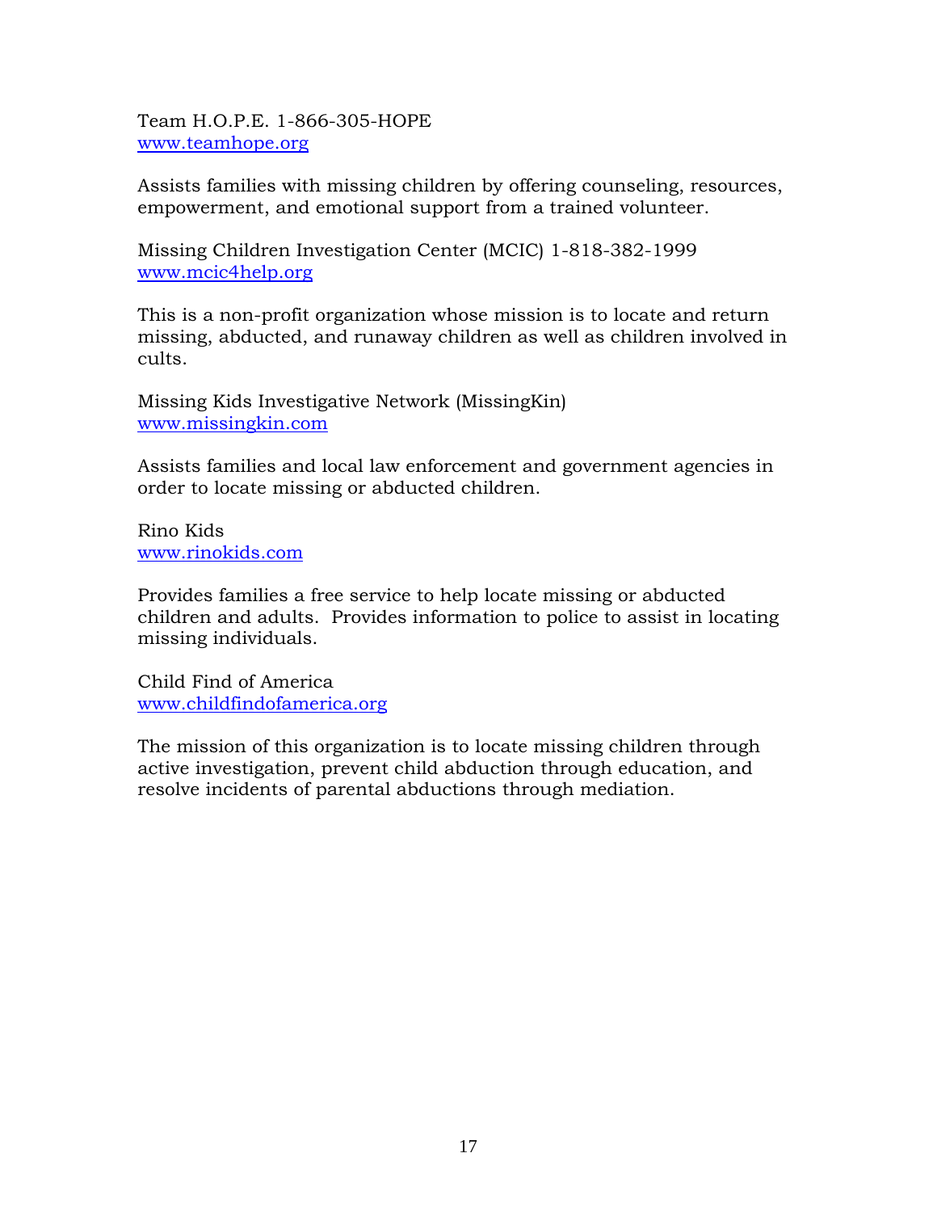Team H.O.P.E. 1-866-305-HOPE
[www.teamhope.org](http://www.teamhope.org)

Assists families with missing children by offering counseling, resources, empowerment, and emotional support from a trained volunteer.

Missing Children Investigation Center (MCIC) 1-818-382-1999
[www.mcic4help.org](http://www.mcic4help.org)

This is a non-profit organization whose mission is to locate and return missing, abducted, and runaway children as well as children involved in cults.

Missing Kids Investigative Network (MissingKin)
[www.missingkin.com](http://www.missingkin.com)

Assists families and local law enforcement and government agencies in order to locate missing or abducted children.

Rino Kids
[www.rinokids.com](http://www.rinokids.com)

Provides families a free service to help locate missing or abducted children and adults. Provides information to police to assist in locating missing individuals.

Child Find of America
[www.childfindofamerica.org](http://www.childfindofamerica.org)

The mission of this organization is to locate missing children through active investigation, prevent child abduction through education, and resolve incidents of parental abductions through mediation.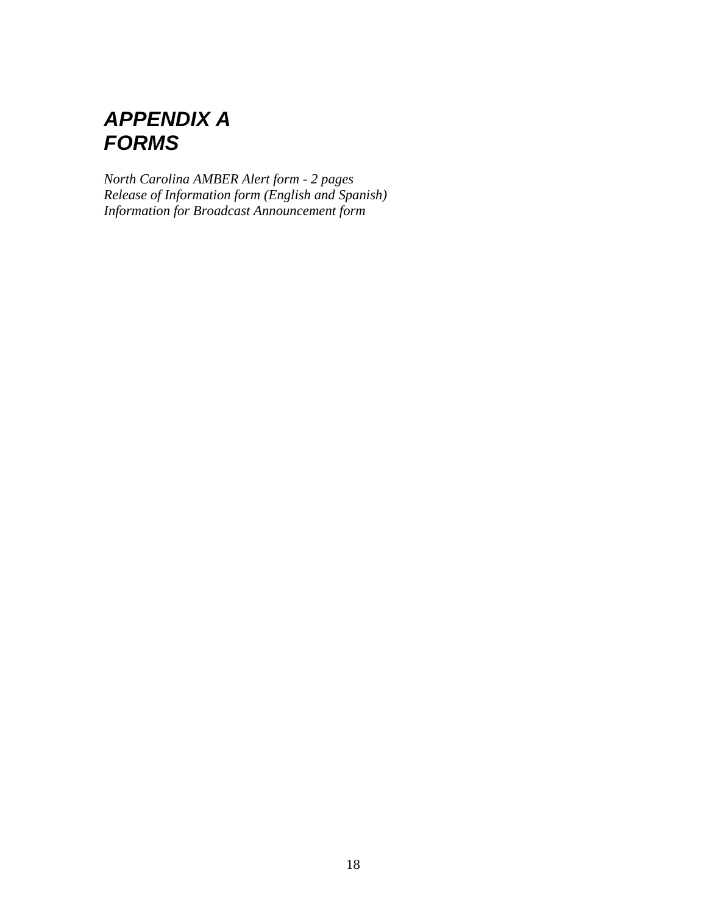# *APPENDIX A*
# *FORMS*

*North Carolina AMBER Alert form - 2 pages*
*Release of Information form (English and Spanish)*
*Information for Broadcast Announcement form*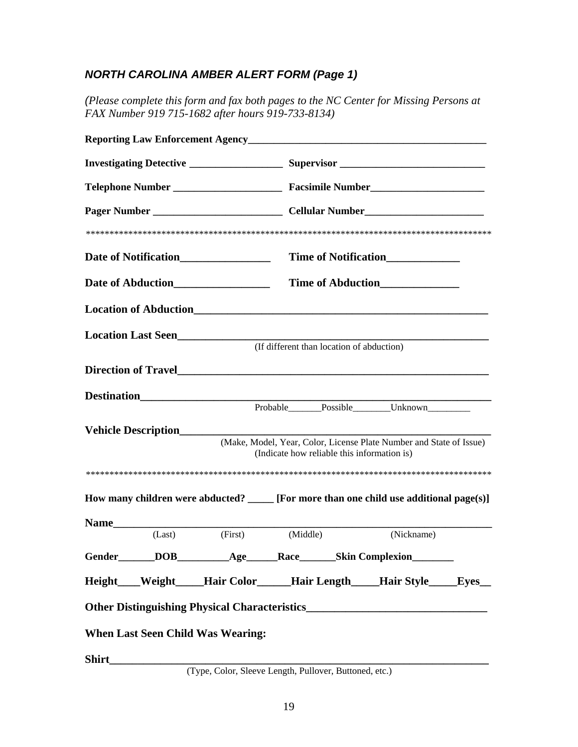### *NORTH CAROLINA AMBER ALERT FORM (Page 1)*

*(Please complete this form and fax both pages to the NC Center for Missing Persons at FAX Number 919 715-1682 after hours 919-733-8134)*

**Reporting Law Enforcement Agency**\_\_\_\_\_\_\_\_\_\_\_\_\_\_\_\_\_\_\_\_\_\_\_\_\_\_\_\_\_\_\_\_\_\_\_\_\_\_\_\_\_\_\_\_

**Investigating Detective** \_\_\_\_\_\_\_\_\_\_\_\_\_\_\_\_\_\_ **Supervisor** \_\_\_\_\_\_\_\_\_\_\_\_\_\_\_\_\_\_\_\_\_\_\_\_\_\_\_\_

**Telephone Number** \_\_\_\_\_\_\_\_\_\_\_\_\_\_\_\_\_\_\_\_\_ **Facsimile Number**\_\_\_\_\_\_\_\_\_\_\_\_\_\_\_\_\_\_\_\_\_\_

**Pager Number** \_\_\_\_\_\_\_\_\_\_\_\_\_\_\_\_\_\_\_\_\_\_\_\_ **Cellular Number**\_\_\_\_\_\_\_\_\_\_\_\_\_\_\_\_\_\_\_\_\_\_\_

\*\*\*\*\*\*\*\*\*\*\*\*\*\*\*\*\*\*\*\*\*\*\*\*\*\*\*\*\*\*\*\*\*\*\*\*\*\*\*\*\*\*\*\*\*\*\*\*\*\*\*\*\*\*\*\*\*\*\*\*\*\*\*\*\*\*\*\*\*\*\*\*\*\*\*\*\*\*\*\*\*\*\*\*\*\*\*\*\*\*

**Date of Notification**\_\_\_\_\_\_\_\_\_\_\_\_\_\_\_\_ **Time of Notification**\_\_\_\_\_\_\_\_\_\_\_\_\_

**Date of Abduction**\_\_\_\_\_\_\_\_\_\_\_\_\_\_\_\_\_ **Time of Abduction**\_\_\_\_\_\_\_\_\_\_\_\_\_\_

**Location of Abduction**\_\_\_\_\_\_\_\_\_\_\_\_\_\_\_\_\_\_\_\_\_\_\_\_\_\_\_\_\_\_\_\_\_\_\_\_\_\_\_\_\_\_\_\_\_\_\_\_\_\_\_\_\_

**Location Last Seen**\_\_\_\_\_\_\_\_\_\_\_\_\_\_\_\_\_\_\_\_\_\_\_\_\_\_\_\_\_\_\_\_\_\_\_\_\_\_\_\_\_\_\_\_\_\_\_\_\_\_\_\_\_\_\_\_
(If different than location of abduction)

**Direction of Travel**\_\_\_\_\_\_\_\_\_\_\_\_\_\_\_\_\_\_\_\_\_\_\_\_\_\_\_\_\_\_\_\_\_\_\_\_\_\_\_\_\_\_\_\_\_\_\_\_\_\_\_\_\_\_\_\_\_

**Destination**\_\_\_\_\_\_\_\_\_\_\_\_\_\_\_\_\_\_\_\_\_\_\_\_\_\_\_\_\_\_\_\_\_\_\_\_\_\_\_\_\_\_\_\_\_\_\_\_\_\_\_\_\_\_\_\_\_\_\_\_\_\_\_
Probable\_\_\_\_\_\_\_Possible\_\_\_\_\_\_\_\_Unknown\_\_\_\_\_\_\_\_\_

**Vehicle Description**\_\_\_\_\_\_\_\_\_\_\_\_\_\_\_\_\_\_\_\_\_\_\_\_\_\_\_\_\_\_\_\_\_\_\_\_\_\_\_\_\_\_\_\_\_\_\_\_\_\_\_\_\_\_\_\_\_\_
(Make, Model, Year, Color, License Plate Number and State of Issue)
(Indicate how reliable this information is)

\*\*\*\*\*\*\*\*\*\*\*\*\*\*\*\*\*\*\*\*\*\*\*\*\*\*\*\*\*\*\*\*\*\*\*\*\*\*\*\*\*\*\*\*\*\*\*\*\*\*\*\*\*\*\*\*\*\*\*\*\*\*\*\*\*\*\*\*\*\*\*\*\*\*\*\*\*\*\*\*\*\*\*\*\*\*\*\*\*\*

**How many children were abducted? \_\_\_\_\_ [For more than one child use additional page(s)]**

**Name**\_\_\_\_\_\_\_\_\_\_\_\_\_\_\_\_\_\_\_\_\_\_\_\_\_\_\_\_\_\_\_\_\_\_\_\_\_\_\_\_\_\_\_\_\_\_\_\_\_\_\_\_\_\_\_\_\_\_\_\_\_\_\_\_\_\_\_\_
(Last) (First) (Middle) (Nickname)

**Gender**\_\_\_\_\_\_\_**DOB**\_\_\_\_\_\_\_\_\_\_**Age**\_\_\_\_\_\_**Race**\_\_\_\_\_\_\_**Skin Complexion**\_\_\_\_\_\_\_\_

**Height**\_\_\_\_**Weight**\_\_\_\_\_**Hair Color**\_\_\_\_\_\_**Hair Length**\_\_\_\_\_**Hair Style**\_\_\_\_\_**Eyes**\_\_

**Other Distinguishing Physical Characteristics**\_\_\_\_\_\_\_\_\_\_\_\_\_\_\_\_\_\_\_\_\_\_\_\_\_\_\_\_\_\_\_\_

**When Last Seen Child Was Wearing:**

**Shirt**\_\_\_\_\_\_\_\_\_\_\_\_\_\_\_\_\_\_\_\_\_\_\_\_\_\_\_\_\_\_\_\_\_\_\_\_\_\_\_\_\_\_\_\_\_\_\_\_\_\_\_\_\_\_\_\_\_\_\_\_\_\_\_\_\_\_\_\_
(Type, Color, Sleeve Length, Pullover, Buttoned, etc.)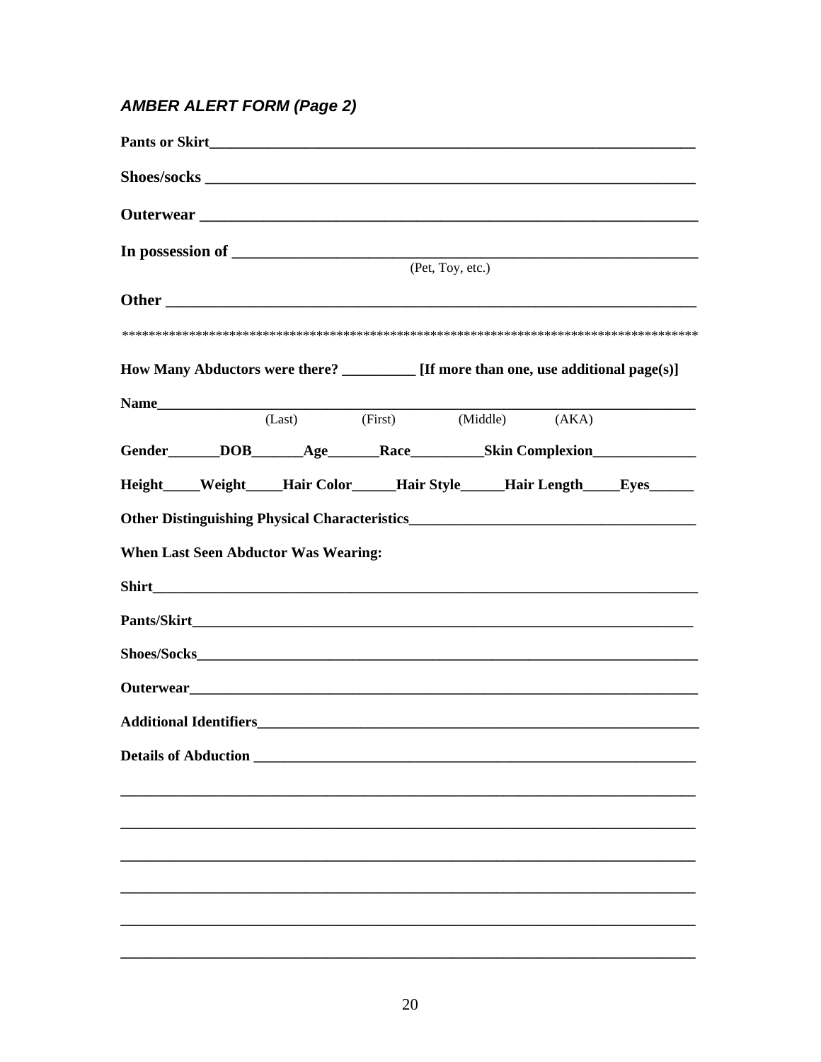### *AMBER ALERT FORM (Page 2)*

**Pants or Skirt**_______________________________________________________________

**Shoes/socks** _______________________________________________________________

**Outerwear** _______________________________________________________________

**In possession of** _______________________________________________________________
(Pet, Toy, etc.)

**Other** _______________________________________________________________

***************************************************************************************

**How Many Abductors were there?** __________ **[If more than one, use additional page(s)]**

**Name**_______________________________________________________________
(Last) (First) (Middle) (AKA)

**Gender**_______**DOB**_______**Age**_______**Race**__________**Skin Complexion**______________

**Height**_____**Weight**_____**Hair Color**______**Hair Style**______**Hair Length**_____**Eyes**______

**Other Distinguishing Physical Characteristics**______________________________________

**When Last Seen Abductor Was Wearing:**

**Shirt**_______________________________________________________________

**Pants/Skirt**_______________________________________________________________

**Shoes/Socks**_______________________________________________________________

**Outerwear**_______________________________________________________________

**Additional Identifiers**_______________________________________________________________

**Details of Abduction** _______________________________________________________________

_______________________________________________________________________________

_______________________________________________________________________________

_______________________________________________________________________________

_______________________________________________________________________________

_______________________________________________________________________________

_______________________________________________________________________________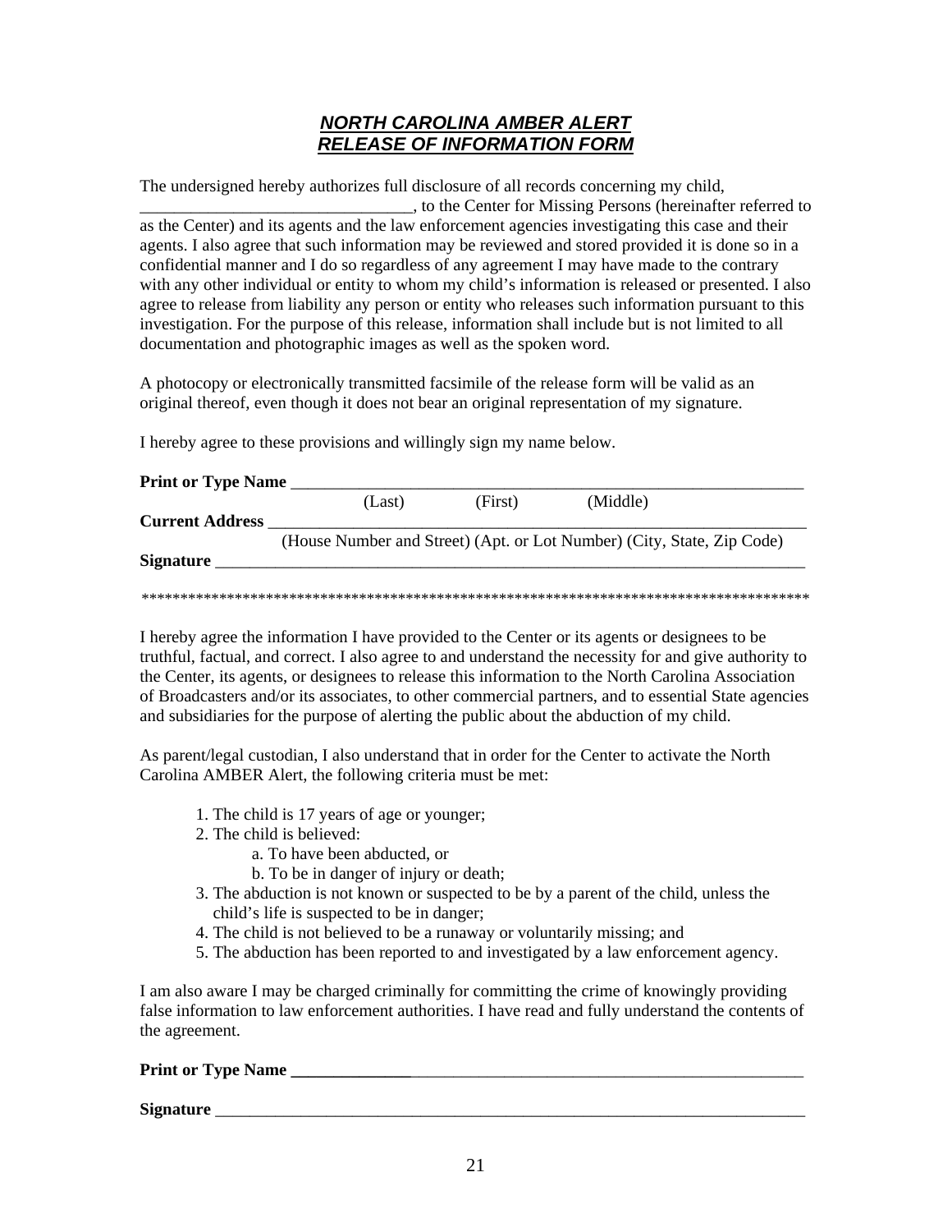## ***NORTH CAROLINA AMBER ALERT RELEASE OF INFORMATION FORM***

The undersigned hereby authorizes full disclosure of all records concerning my child, ________________________________, to the Center for Missing Persons (hereinafter referred to as the Center) and its agents and the law enforcement agencies investigating this case and their agents. I also agree that such information may be reviewed and stored provided it is done so in a confidential manner and I do so regardless of any agreement I may have made to the contrary with any other individual or entity to whom my child's information is released or presented. I also agree to release from liability any person or entity who releases such information pursuant to this investigation. For the purpose of this release, information shall include but is not limited to all documentation and photographic images as well as the spoken word.

A photocopy or electronically transmitted facsimile of the release form will be valid as an original thereof, even though it does not bear an original representation of my signature.

I hereby agree to these provisions and willingly sign my name below.

**Print or Type Name** ________________________________________________________________
(Last) (First) (Middle)

**Current Address** ________________________________________________________________
(House Number and Street) (Apt. or Lot Number) (City, State, Zip Code)

**Signature** ________________________________________________________________

*************************************************************************************

I hereby agree the information I have provided to the Center or its agents or designees to be truthful, factual, and correct. I also agree to and understand the necessity for and give authority to the Center, its agents, or designees to release this information to the North Carolina Association of Broadcasters and/or its associates, to other commercial partners, and to essential State agencies and subsidiaries for the purpose of alerting the public about the abduction of my child.

As parent/legal custodian, I also understand that in order for the Center to activate the North Carolina AMBER Alert, the following criteria must be met:

1. The child is 17 years of age or younger;
2. The child is believed:
   a. To have been abducted, or
   b. To be in danger of injury or death;
3. The abduction is not known or suspected to be by a parent of the child, unless the child's life is suspected to be in danger;
4. The child is not believed to be a runaway or voluntarily missing; and
5. The abduction has been reported to and investigated by a law enforcement agency.

I am also aware I may be charged criminally for committing the crime of knowingly providing false information to law enforcement authorities. I have read and fully understand the contents of the agreement.

**Print or Type Name** ________________________________________________________________

**Signature** ________________________________________________________________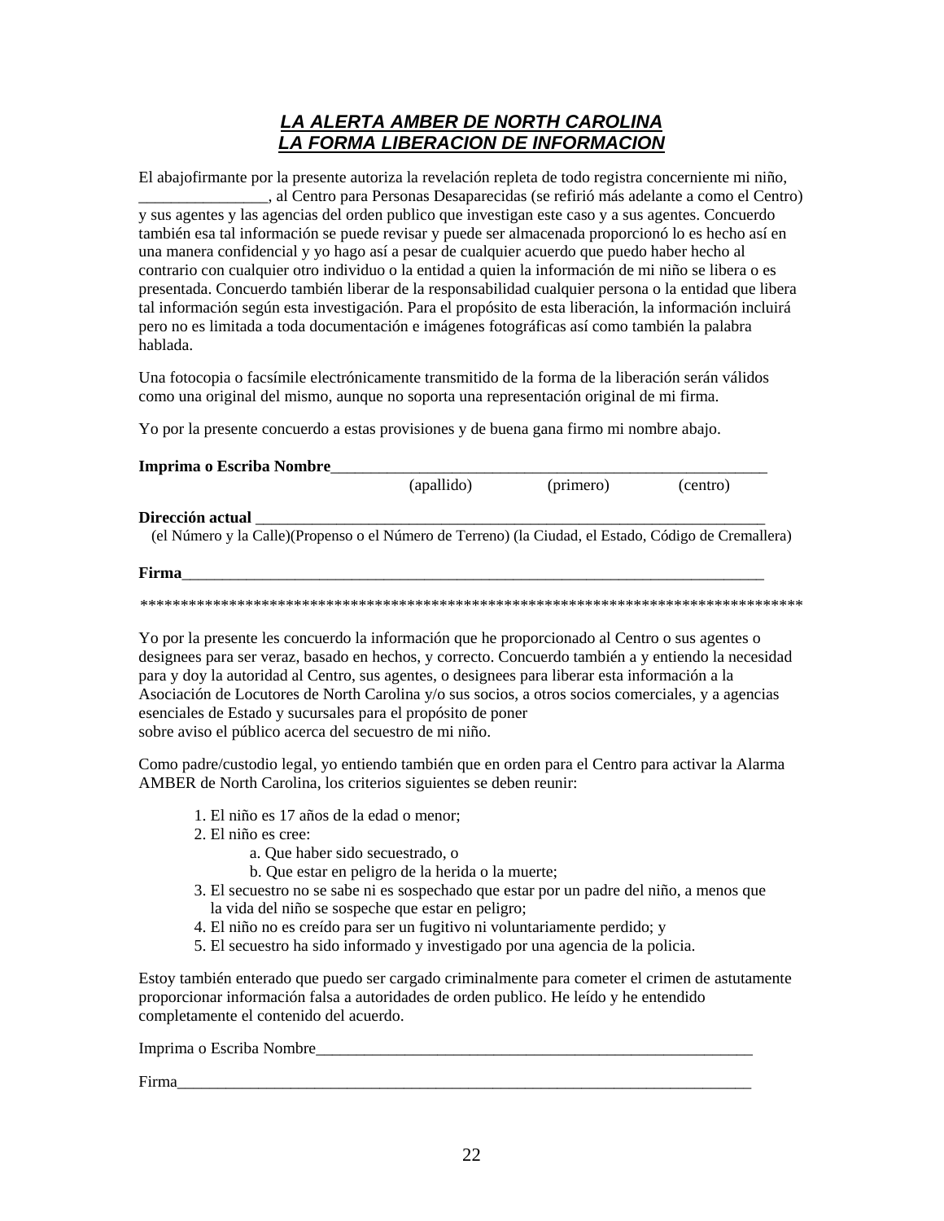## ***LA ALERTA AMBER DE NORTH CAROLINA***
## ***LA FORMA LIBERACION DE INFORMACION***

El abajofirmante por la presente autoriza la revelación repleta de todo registra concerniente mi niño, ________________, al Centro para Personas Desaparecidas (se refirió más adelante a como el Centro) y sus agentes y las agencias del orden publico que investigan este caso y a sus agentes. Concuerdo también esa tal información se puede revisar y puede ser almacenada proporcionó lo es hecho así en una manera confidencial y yo hago así a pesar de cualquier acuerdo que puedo haber hecho al contrario con cualquier otro individuo o la entidad a quien la información de mi niño se libera o es presentada. Concuerdo también liberar de la responsabilidad cualquier persona o la entidad que libera tal información según esta investigación. Para el propósito de esta liberación, la información incluirá pero no es limitada a toda documentación e imágenes fotográficas así como también la palabra hablada.

Una fotocopia o facsímile electrónicamente transmitido de la forma de la liberación serán válidos como una original del mismo, aunque no soporta una representación original de mi firma.

Yo por la presente concuerdo a estas provisiones y de buena gana firmo mi nombre abajo.

**Imprima o Escriba Nombre**________________________________________________________
(apallido) (primero) (centro)

**Dirección actual** __________________________________________________________________
(el Número y la Calle)(Propenso o el Número de Terreno) (la Ciudad, el Estado, Código de Cremallera)

**Firma**____________________________________________________________________________

*************************************************************************************

Yo por la presente les concuerdo la información que he proporcionado al Centro o sus agentes o designees para ser veraz, basado en hechos, y correcto. Concuerdo también a y entiendo la necesidad para y doy la autoridad al Centro, sus agentes, o designees para liberar esta información a la Asociación de Locutores de North Carolina y/o sus socios, a otros socios comerciales, y a agencias esenciales de Estado y sucursales para el propósito de poner sobre aviso el público acerca del secuestro de mi niño.

Como padre/custodio legal, yo entiendo también que en orden para el Centro para activar la Alarma AMBER de North Carolina, los criterios siguientes se deben reunir:

1. El niño es 17 años de la edad o menor;
2. El niño es cree:
   a. Que haber sido secuestrado, o
   b. Que estar en peligro de la herida o la muerte;
3. El secuestro no se sabe ni es sospechado que estar por un padre del niño, a menos que la vida del niño se sospeche que estar en peligro;
4. El niño no es creído para ser un fugitivo ni voluntariamente perdido; y
5. El secuestro ha sido informado y investigado por una agencia de la policia.

Estoy también enterado que puedo ser cargado criminalmente para cometer el crimen de astutamente proporcionar información falsa a autoridades de orden publico. He leído y he entendido completamente el contenido del acuerdo.

Imprima o Escriba Nombre________________________________________________________

Firma_______________________________________________________________________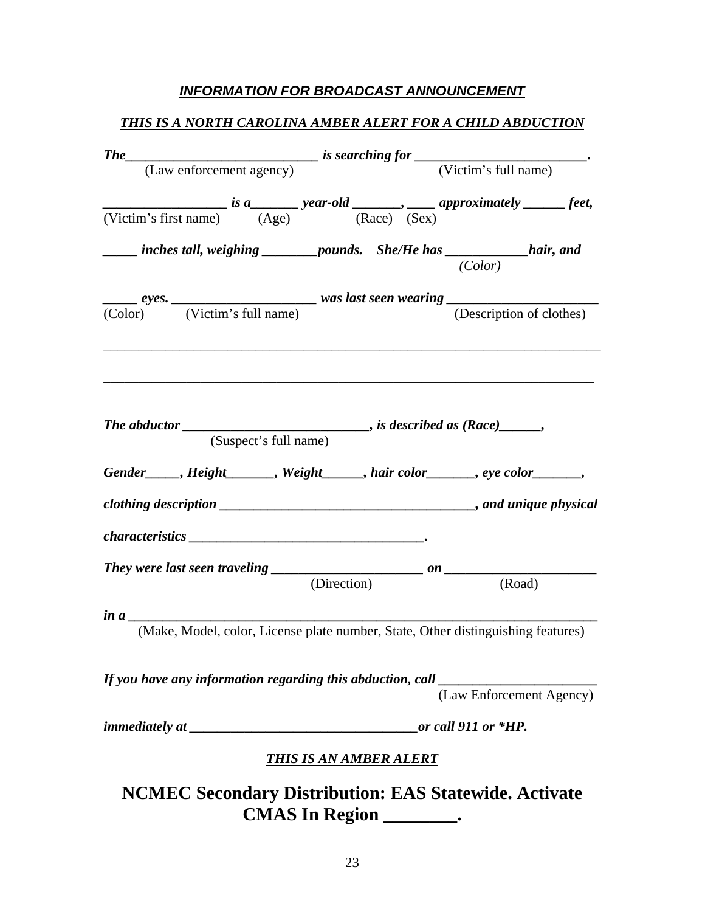***INFORMATION FOR BROADCAST ANNOUNCEMENT***

***THIS IS A NORTH CAROLINA AMBER ALERT FOR A CHILD ABDUCTION***

***The___________________________ is searching for ________________________.***
(Law enforcement agency) (Victim's full name)

***_________________ is a_______ year-old _______, ____ approximately ______ feet,***
(Victim's first name) (Age) (Race) (Sex)

***_____ inches tall, weighing ________pounds. She/He has ____________hair, and***
*(Color)*

***_____ eyes. ____________________ was last seen wearing _____________________***
(Color) (Victim's full name) (Description of clothes)

_______________________________________________________________________________

_______________________________________________________________________________

***The abductor __________________________, is described as (Race)______,***
(Suspect's full name)

***Gender_____, Height_______, Weight______, hair color_______, eye color_______,***

***clothing description ___________________________________, and unique physical***

***characteristics _________________________________.***

***They were last seen traveling _____________________ on _____________________***
(Direction) (Road)

***in a ___________________________________________________________________***
(Make, Model, color, License plate number, State, Other distinguishing features)

***If you have any information regarding this abduction, call ______________________***
(Law Enforcement Agency)

***immediately at ________________________________or call 911 or *HP.***

***THIS IS AN AMBER ALERT***

**NCMEC Secondary Distribution: EAS Statewide. Activate CMAS In Region ________.**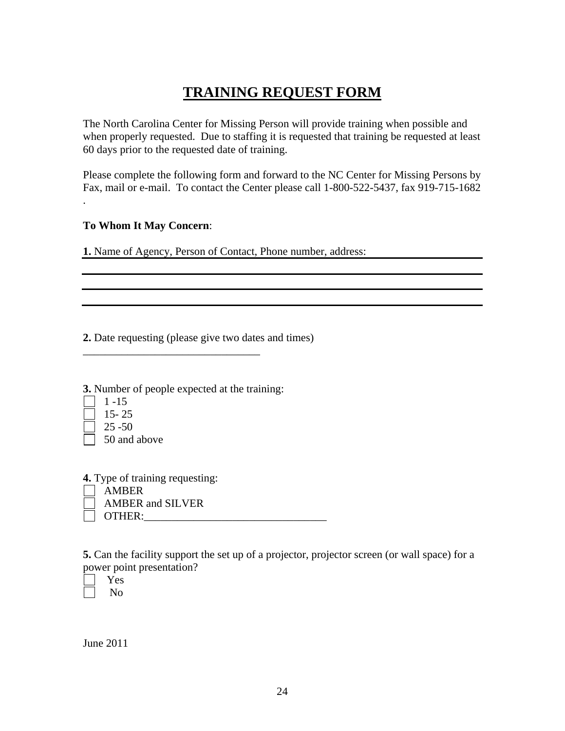# TRAINING REQUEST FORM

The North Carolina Center for Missing Person will provide training when possible and when properly requested. Due to staffing it is requested that training be requested at least 60 days prior to the requested date of training.

Please complete the following form and forward to the NC Center for Missing Persons by Fax, mail or e-mail. To contact the Center please call 1-800-522-5437, fax 919-715-1682 .

**To Whom It May Concern**:

**1.** Name of Agency, Person of Contact, Phone number, address: ________________

________________________________________________

________________________________________________

________________________________________________

**2.** Date requesting (please give two dates and times)

________________________________

**3.** Number of people expected at the training:

- ☐ 1 -15
- ☐ 15- 25
- ☐ 25 -50
- ☐ 50 and above

**4.** Type of training requesting:

- ☐ AMBER
- ☐ AMBER and SILVER
- ☐ OTHER:________________________________

**5.** Can the facility support the set up of a projector, projector screen (or wall space) for a power point presentation?

- ☐ Yes
- ☐ No

June 2011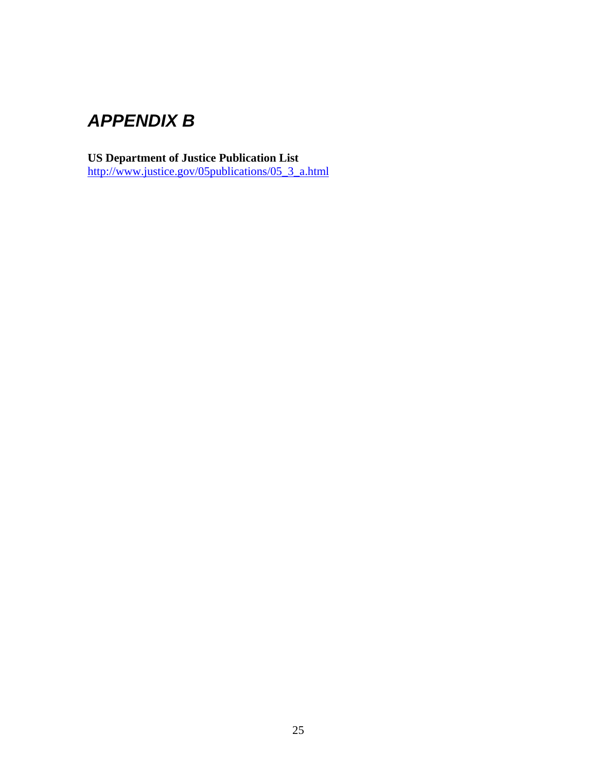# *APPENDIX B*

**US Department of Justice Publication List**
http://www.justice.gov/05publications/05_3_a.html